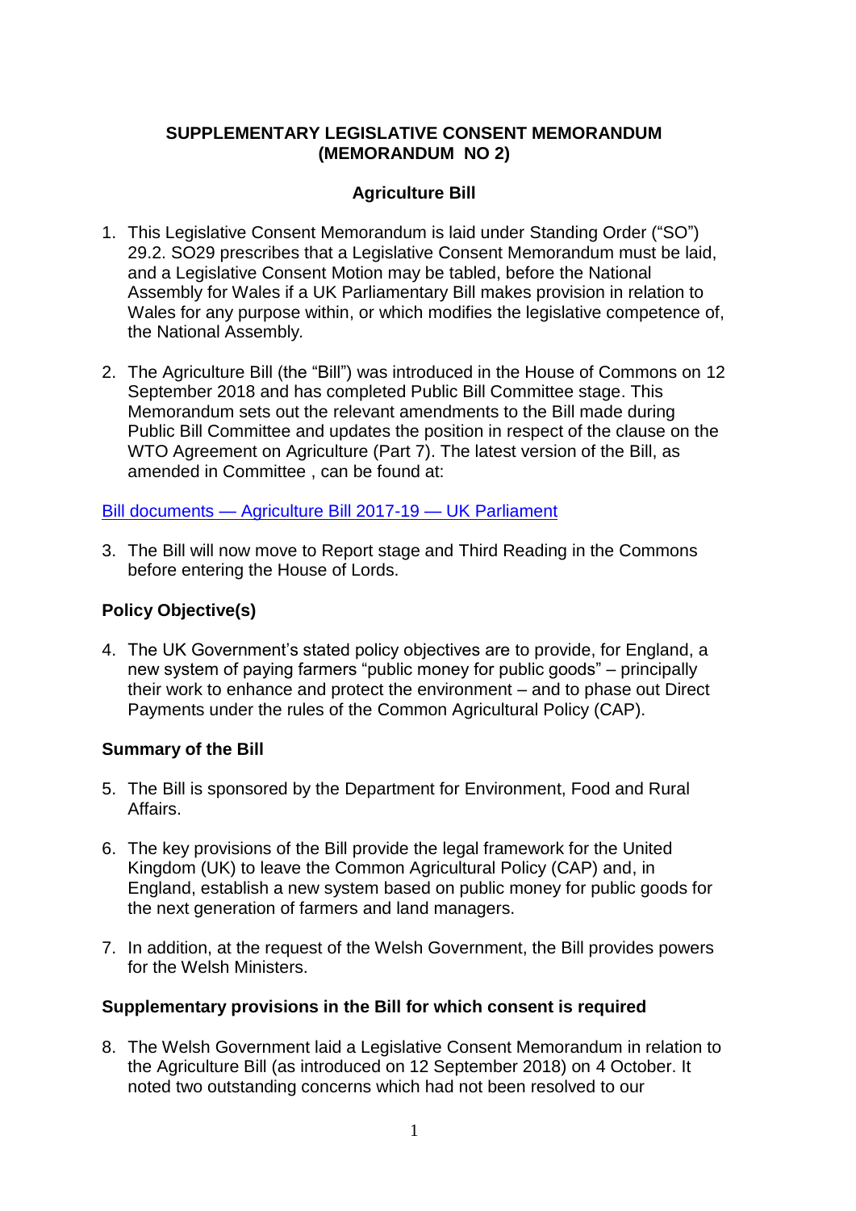**SUPPLEMENTARY LEGISLATIVE CONSENT MEMORANDUM (MEMORANDUM NO 2)**

**Agriculture Bill**

1. This Legislative Consent Memorandum is laid under Standing Order ("SO") 29.2. SO29 prescribes that a Legislative Consent Memorandum must be laid, and a Legislative Consent Motion may be tabled, before the National Assembly for Wales if a UK Parliamentary Bill makes provision in relation to Wales for any purpose within, or which modifies the legislative competence of, the National Assembly.

2. The Agriculture Bill (the "Bill") was introduced in the House of Commons on 12 September 2018 and has completed Public Bill Committee stage. This Memorandum sets out the relevant amendments to the Bill made during Public Bill Committee and updates the position in respect of the clause on the WTO Agreement on Agriculture (Part 7). The latest version of the Bill, as amended in Committee , can be found at:

[Bill documents — Agriculture Bill 2017-19 — UK Parliament]

3. The Bill will now move to Report stage and Third Reading in the Commons before entering the House of Lords.

**Policy Objective(s)**

4. The UK Government's stated policy objectives are to provide, for England, a new system of paying farmers "public money for public goods" – principally their work to enhance and protect the environment – and to phase out Direct Payments under the rules of the Common Agricultural Policy (CAP).

**Summary of the Bill**

5. The Bill is sponsored by the Department for Environment, Food and Rural Affairs.

6. The key provisions of the Bill provide the legal framework for the United Kingdom (UK) to leave the Common Agricultural Policy (CAP) and, in England, establish a new system based on public money for public goods for the next generation of farmers and land managers.

7. In addition, at the request of the Welsh Government, the Bill provides powers for the Welsh Ministers.

**Supplementary provisions in the Bill for which consent is required**

8. The Welsh Government laid a Legislative Consent Memorandum in relation to the Agriculture Bill (as introduced on 12 September 2018) on 4 October. It noted two outstanding concerns which had not been resolved to our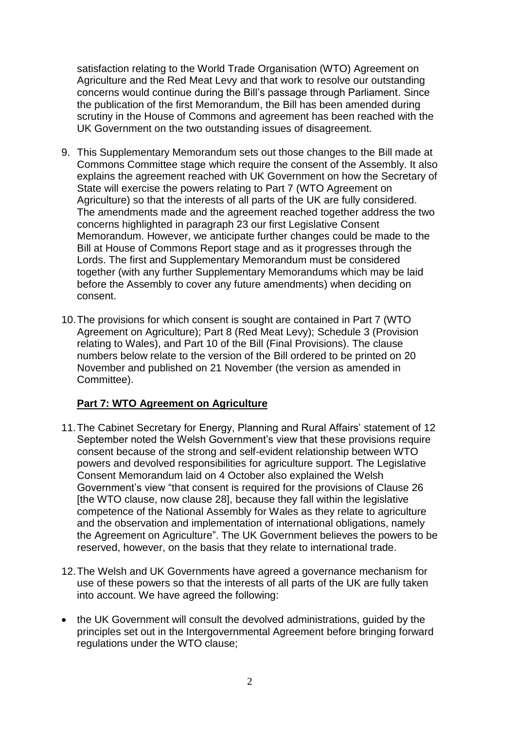satisfaction relating to the World Trade Organisation (WTO) Agreement on Agriculture and the Red Meat Levy and that work to resolve our outstanding concerns would continue during the Bill's passage through Parliament. Since the publication of the first Memorandum, the Bill has been amended during scrutiny in the House of Commons and agreement has been reached with the UK Government on the two outstanding issues of disagreement.

9. This Supplementary Memorandum sets out those changes to the Bill made at Commons Committee stage which require the consent of the Assembly. It also explains the agreement reached with UK Government on how the Secretary of State will exercise the powers relating to Part 7 (WTO Agreement on Agriculture) so that the interests of all parts of the UK are fully considered. The amendments made and the agreement reached together address the two concerns highlighted in paragraph 23 our first Legislative Consent Memorandum. However, we anticipate further changes could be made to the Bill at House of Commons Report stage and as it progresses through the Lords. The first and Supplementary Memorandum must be considered together (with any further Supplementary Memorandums which may be laid before the Assembly to cover any future amendments) when deciding on consent.

10. The provisions for which consent is sought are contained in Part 7 (WTO Agreement on Agriculture); Part 8 (Red Meat Levy); Schedule 3 (Provision relating to Wales), and Part 10 of the Bill (Final Provisions). The clause numbers below relate to the version of the Bill ordered to be printed on 20 November and published on 21 November (the version as amended in Committee).

## Part 7: WTO Agreement on Agriculture

11. The Cabinet Secretary for Energy, Planning and Rural Affairs' statement of 12 September noted the Welsh Government's view that these provisions require consent because of the strong and self-evident relationship between WTO powers and devolved responsibilities for agriculture support. The Legislative Consent Memorandum laid on 4 October also explained the Welsh Government's view "that consent is required for the provisions of Clause 26 [the WTO clause, now clause 28], because they fall within the legislative competence of the National Assembly for Wales as they relate to agriculture and the observation and implementation of international obligations, namely the Agreement on Agriculture". The UK Government believes the powers to be reserved, however, on the basis that they relate to international trade.

12. The Welsh and UK Governments have agreed a governance mechanism for use of these powers so that the interests of all parts of the UK are fully taken into account. We have agreed the following:

- the UK Government will consult the devolved administrations, guided by the principles set out in the Intergovernmental Agreement before bringing forward regulations under the WTO clause;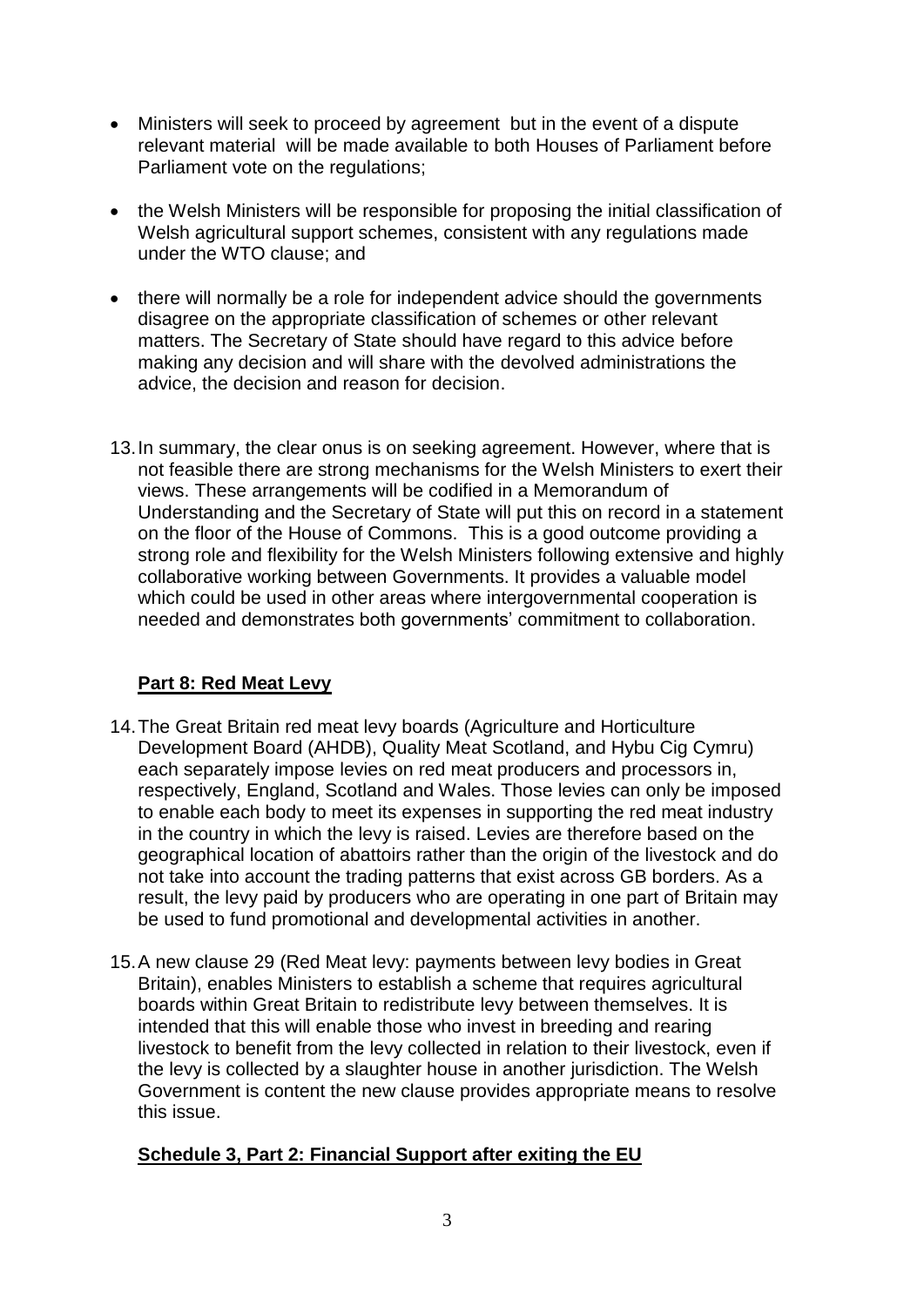- Ministers will seek to proceed by agreement but in the event of a dispute relevant material will be made available to both Houses of Parliament before Parliament vote on the regulations;

- the Welsh Ministers will be responsible for proposing the initial classification of Welsh agricultural support schemes, consistent with any regulations made under the WTO clause; and

- there will normally be a role for independent advice should the governments disagree on the appropriate classification of schemes or other relevant matters. The Secretary of State should have regard to this advice before making any decision and will share with the devolved administrations the advice, the decision and reason for decision.

13. In summary, the clear onus is on seeking agreement. However, where that is not feasible there are strong mechanisms for the Welsh Ministers to exert their views. These arrangements will be codified in a Memorandum of Understanding and the Secretary of State will put this on record in a statement on the floor of the House of Commons. This is a good outcome providing a strong role and flexibility for the Welsh Ministers following extensive and highly collaborative working between Governments. It provides a valuable model which could be used in other areas where intergovernmental cooperation is needed and demonstrates both governments' commitment to collaboration.

**Part 8: Red Meat Levy**

14. The Great Britain red meat levy boards (Agriculture and Horticulture Development Board (AHDB), Quality Meat Scotland, and Hybu Cig Cymru) each separately impose levies on red meat producers and processors in, respectively, England, Scotland and Wales. Those levies can only be imposed to enable each body to meet its expenses in supporting the red meat industry in the country in which the levy is raised. Levies are therefore based on the geographical location of abattoirs rather than the origin of the livestock and do not take into account the trading patterns that exist across GB borders. As a result, the levy paid by producers who are operating in one part of Britain may be used to fund promotional and developmental activities in another.

15. A new clause 29 (Red Meat levy: payments between levy bodies in Great Britain), enables Ministers to establish a scheme that requires agricultural boards within Great Britain to redistribute levy between themselves. It is intended that this will enable those who invest in breeding and rearing livestock to benefit from the levy collected in relation to their livestock, even if the levy is collected by a slaughter house in another jurisdiction. The Welsh Government is content the new clause provides appropriate means to resolve this issue.

**Schedule 3, Part 2: Financial Support after exiting the EU**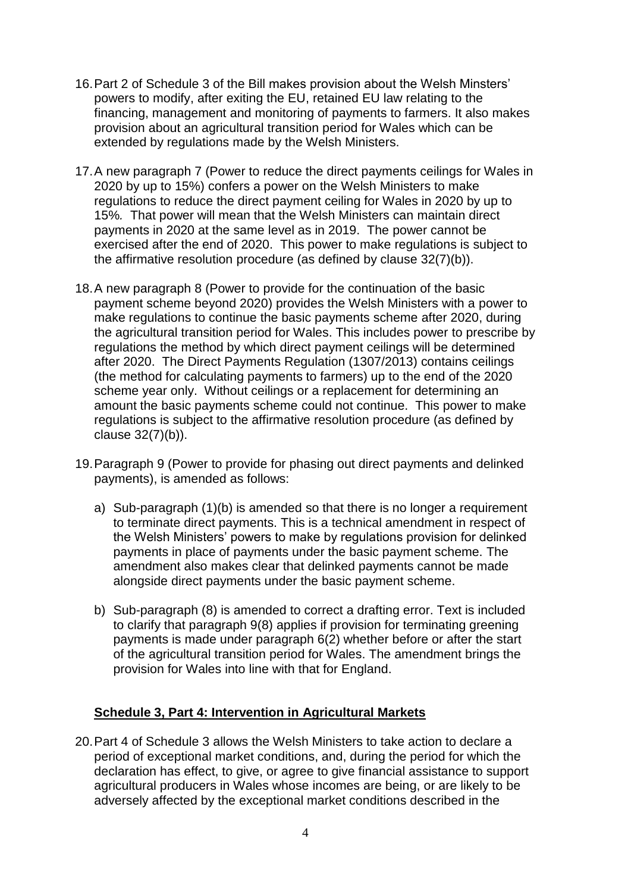16. Part 2 of Schedule 3 of the Bill makes provision about the Welsh Minsters' powers to modify, after exiting the EU, retained EU law relating to the financing, management and monitoring of payments to farmers. It also makes provision about an agricultural transition period for Wales which can be extended by regulations made by the Welsh Ministers.

17. A new paragraph 7 (Power to reduce the direct payments ceilings for Wales in 2020 by up to 15%) confers a power on the Welsh Ministers to make regulations to reduce the direct payment ceiling for Wales in 2020 by up to 15%. That power will mean that the Welsh Ministers can maintain direct payments in 2020 at the same level as in 2019. The power cannot be exercised after the end of 2020. This power to make regulations is subject to the affirmative resolution procedure (as defined by clause 32(7)(b)).

18. A new paragraph 8 (Power to provide for the continuation of the basic payment scheme beyond 2020) provides the Welsh Ministers with a power to make regulations to continue the basic payments scheme after 2020, during the agricultural transition period for Wales. This includes power to prescribe by regulations the method by which direct payment ceilings will be determined after 2020. The Direct Payments Regulation (1307/2013) contains ceilings (the method for calculating payments to farmers) up to the end of the 2020 scheme year only. Without ceilings or a replacement for determining an amount the basic payments scheme could not continue. This power to make regulations is subject to the affirmative resolution procedure (as defined by clause 32(7)(b)).

19. Paragraph 9 (Power to provide for phasing out direct payments and delinked payments), is amended as follows:

    a) Sub-paragraph (1)(b) is amended so that there is no longer a requirement to terminate direct payments. This is a technical amendment in respect of the Welsh Ministers' powers to make by regulations provision for delinked payments in place of payments under the basic payment scheme. The amendment also makes clear that delinked payments cannot be made alongside direct payments under the basic payment scheme.

    b) Sub-paragraph (8) is amended to correct a drafting error. Text is included to clarify that paragraph 9(8) applies if provision for terminating greening payments is made under paragraph 6(2) whether before or after the start of the agricultural transition period for Wales. The amendment brings the provision for Wales into line with that for England.

**Schedule 3, Part 4: Intervention in Agricultural Markets**

20. Part 4 of Schedule 3 allows the Welsh Ministers to take action to declare a period of exceptional market conditions, and, during the period for which the declaration has effect, to give, or agree to give financial assistance to support agricultural producers in Wales whose incomes are being, or are likely to be adversely affected by the exceptional market conditions described in the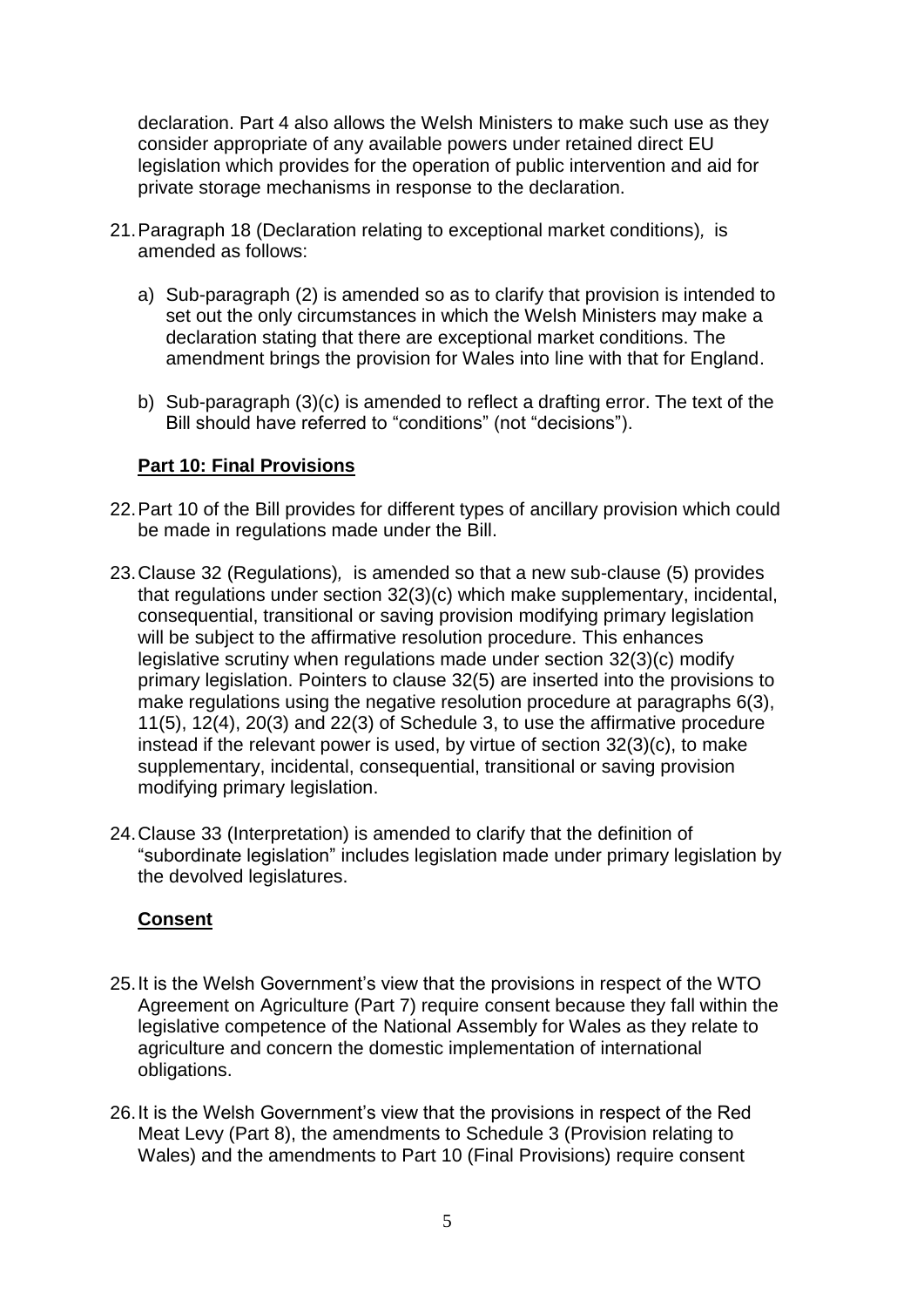declaration. Part 4 also allows the Welsh Ministers to make such use as they consider appropriate of any available powers under retained direct EU legislation which provides for the operation of public intervention and aid for private storage mechanisms in response to the declaration.

21. Paragraph 18 (Declaration relating to exceptional market conditions)*,* is amended as follows:

    a) Sub-paragraph (2) is amended so as to clarify that provision is intended to set out the only circumstances in which the Welsh Ministers may make a declaration stating that there are exceptional market conditions. The amendment brings the provision for Wales into line with that for England.

    b) Sub-paragraph (3)(c) is amended to reflect a drafting error. The text of the Bill should have referred to "conditions" (not "decisions").

**Part 10: Final Provisions**

22. Part 10 of the Bill provides for different types of ancillary provision which could be made in regulations made under the Bill.

23. Clause 32 (Regulations)*,* is amended so that a new sub-clause (5) provides that regulations under section 32(3)(c) which make supplementary, incidental, consequential, transitional or saving provision modifying primary legislation will be subject to the affirmative resolution procedure. This enhances legislative scrutiny when regulations made under section 32(3)(c) modify primary legislation. Pointers to clause 32(5) are inserted into the provisions to make regulations using the negative resolution procedure at paragraphs 6(3), 11(5), 12(4), 20(3) and 22(3) of Schedule 3, to use the affirmative procedure instead if the relevant power is used, by virtue of section 32(3)(c), to make supplementary, incidental, consequential, transitional or saving provision modifying primary legislation.

24. Clause 33 (Interpretation) is amended to clarify that the definition of "subordinate legislation" includes legislation made under primary legislation by the devolved legislatures.

**Consent**

25. It is the Welsh Government's view that the provisions in respect of the WTO Agreement on Agriculture (Part 7) require consent because they fall within the legislative competence of the National Assembly for Wales as they relate to agriculture and concern the domestic implementation of international obligations.

26. It is the Welsh Government's view that the provisions in respect of the Red Meat Levy (Part 8), the amendments to Schedule 3 (Provision relating to Wales) and the amendments to Part 10 (Final Provisions) require consent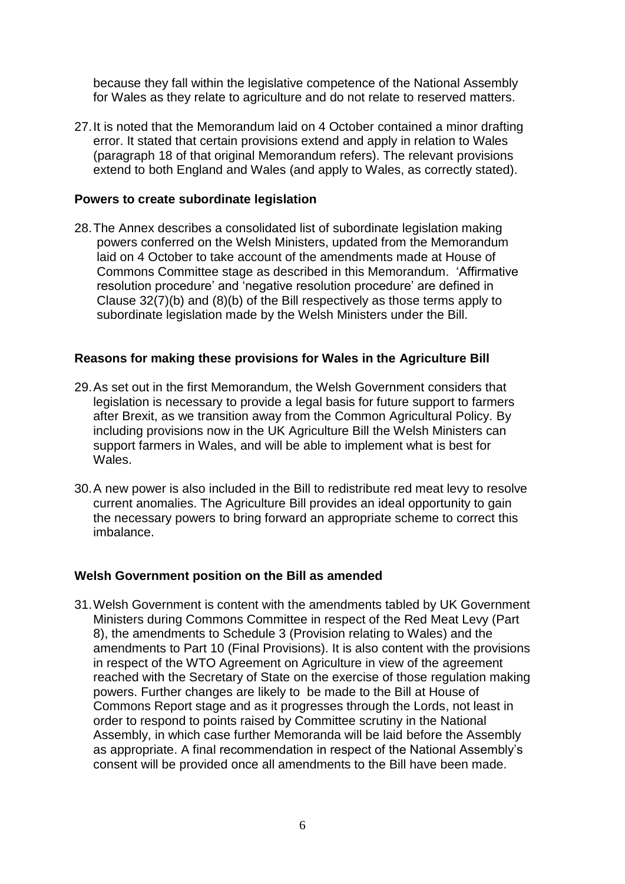because they fall within the legislative competence of the National Assembly for Wales as they relate to agriculture and do not relate to reserved matters.

27. It is noted that the Memorandum laid on 4 October contained a minor drafting error. It stated that certain provisions extend and apply in relation to Wales (paragraph 18 of that original Memorandum refers). The relevant provisions extend to both England and Wales (and apply to Wales, as correctly stated).

**Powers to create subordinate legislation**

28. The Annex describes a consolidated list of subordinate legislation making powers conferred on the Welsh Ministers, updated from the Memorandum laid on 4 October to take account of the amendments made at House of Commons Committee stage as described in this Memorandum. 'Affirmative resolution procedure' and 'negative resolution procedure' are defined in Clause 32(7)(b) and (8)(b) of the Bill respectively as those terms apply to subordinate legislation made by the Welsh Ministers under the Bill.

**Reasons for making these provisions for Wales in the Agriculture Bill**

29. As set out in the first Memorandum, the Welsh Government considers that legislation is necessary to provide a legal basis for future support to farmers after Brexit, as we transition away from the Common Agricultural Policy. By including provisions now in the UK Agriculture Bill the Welsh Ministers can support farmers in Wales, and will be able to implement what is best for Wales.

30. A new power is also included in the Bill to redistribute red meat levy to resolve current anomalies. The Agriculture Bill provides an ideal opportunity to gain the necessary powers to bring forward an appropriate scheme to correct this imbalance.

**Welsh Government position on the Bill as amended**

31. Welsh Government is content with the amendments tabled by UK Government Ministers during Commons Committee in respect of the Red Meat Levy (Part 8), the amendments to Schedule 3 (Provision relating to Wales) and the amendments to Part 10 (Final Provisions). It is also content with the provisions in respect of the WTO Agreement on Agriculture in view of the agreement reached with the Secretary of State on the exercise of those regulation making powers. Further changes are likely to be made to the Bill at House of Commons Report stage and as it progresses through the Lords, not least in order to respond to points raised by Committee scrutiny in the National Assembly, in which case further Memoranda will be laid before the Assembly as appropriate. A final recommendation in respect of the National Assembly's consent will be provided once all amendments to the Bill have been made.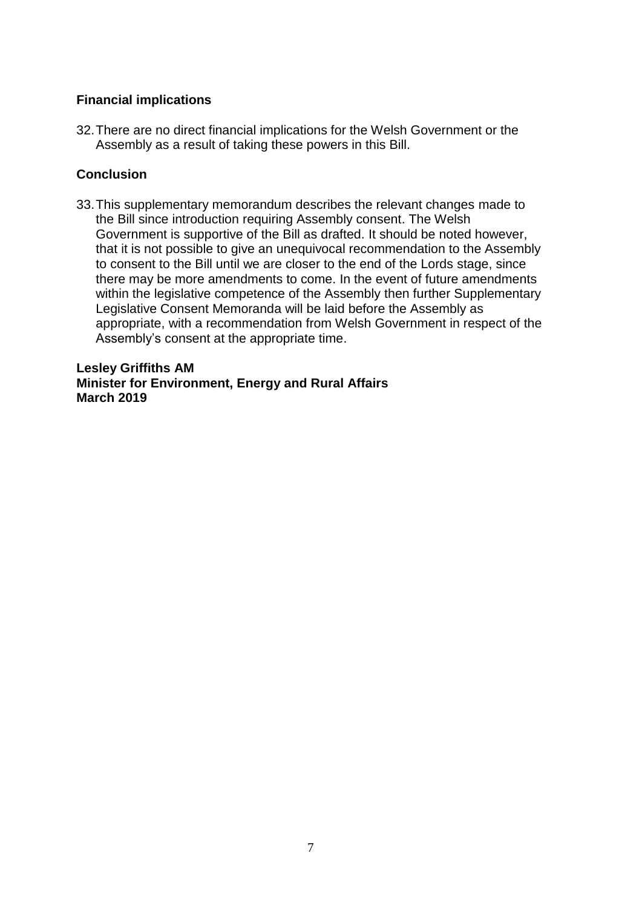### Financial implications

32. There are no direct financial implications for the Welsh Government or the Assembly as a result of taking these powers in this Bill.

### Conclusion

33. This supplementary memorandum describes the relevant changes made to the Bill since introduction requiring Assembly consent. The Welsh Government is supportive of the Bill as drafted. It should be noted however, that it is not possible to give an unequivocal recommendation to the Assembly to consent to the Bill until we are closer to the end of the Lords stage, since there may be more amendments to come. In the event of future amendments within the legislative competence of the Assembly then further Supplementary Legislative Consent Memoranda will be laid before the Assembly as appropriate, with a recommendation from Welsh Government in respect of the Assembly's consent at the appropriate time.

**Lesley Griffiths AM**
**Minister for Environment, Energy and Rural Affairs**
**March 2019**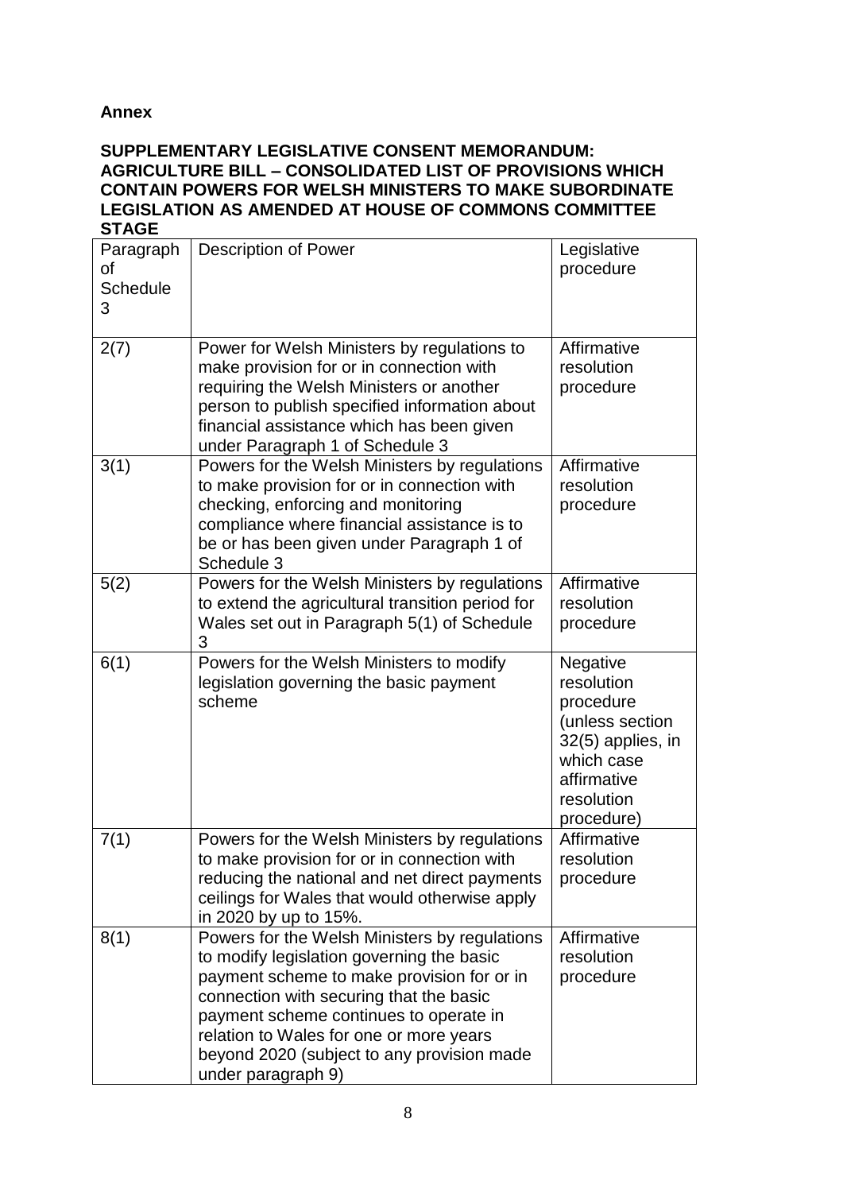**Annex**

**SUPPLEMENTARY LEGISLATIVE CONSENT MEMORANDUM: AGRICULTURE BILL – CONSOLIDATED LIST OF PROVISIONS WHICH CONTAIN POWERS FOR WELSH MINISTERS TO MAKE SUBORDINATE LEGISLATION AS AMENDED AT HOUSE OF COMMONS COMMITTEE STAGE**

| Paragraph of Schedule 3 | Description of Power | Legislative procedure |
|---|---|---|
| 2(7) | Power for Welsh Ministers by regulations to make provision for or in connection with requiring the Welsh Ministers or another person to publish specified information about financial assistance which has been given under Paragraph 1 of Schedule 3 | Affirmative resolution procedure |
| 3(1) | Powers for the Welsh Ministers by regulations to make provision for or in connection with checking, enforcing and monitoring compliance where financial assistance is to be or has been given under Paragraph 1 of Schedule 3 | Affirmative resolution procedure |
| 5(2) | Powers for the Welsh Ministers by regulations to extend the agricultural transition period for Wales set out in Paragraph 5(1) of Schedule 3 | Affirmative resolution procedure |
| 6(1) | Powers for the Welsh Ministers to modify legislation governing the basic payment scheme | Negative resolution procedure (unless section 32(5) applies, in which case affirmative resolution procedure) |
| 7(1) | Powers for the Welsh Ministers by regulations to make provision for or in connection with reducing the national and net direct payments ceilings for Wales that would otherwise apply in 2020 by up to 15%. | Affirmative resolution procedure |
| 8(1) | Powers for the Welsh Ministers by regulations to modify legislation governing the basic payment scheme to make provision for or in connection with securing that the basic payment scheme continues to operate in relation to Wales for one or more years beyond 2020 (subject to any provision made under paragraph 9) | Affirmative resolution procedure |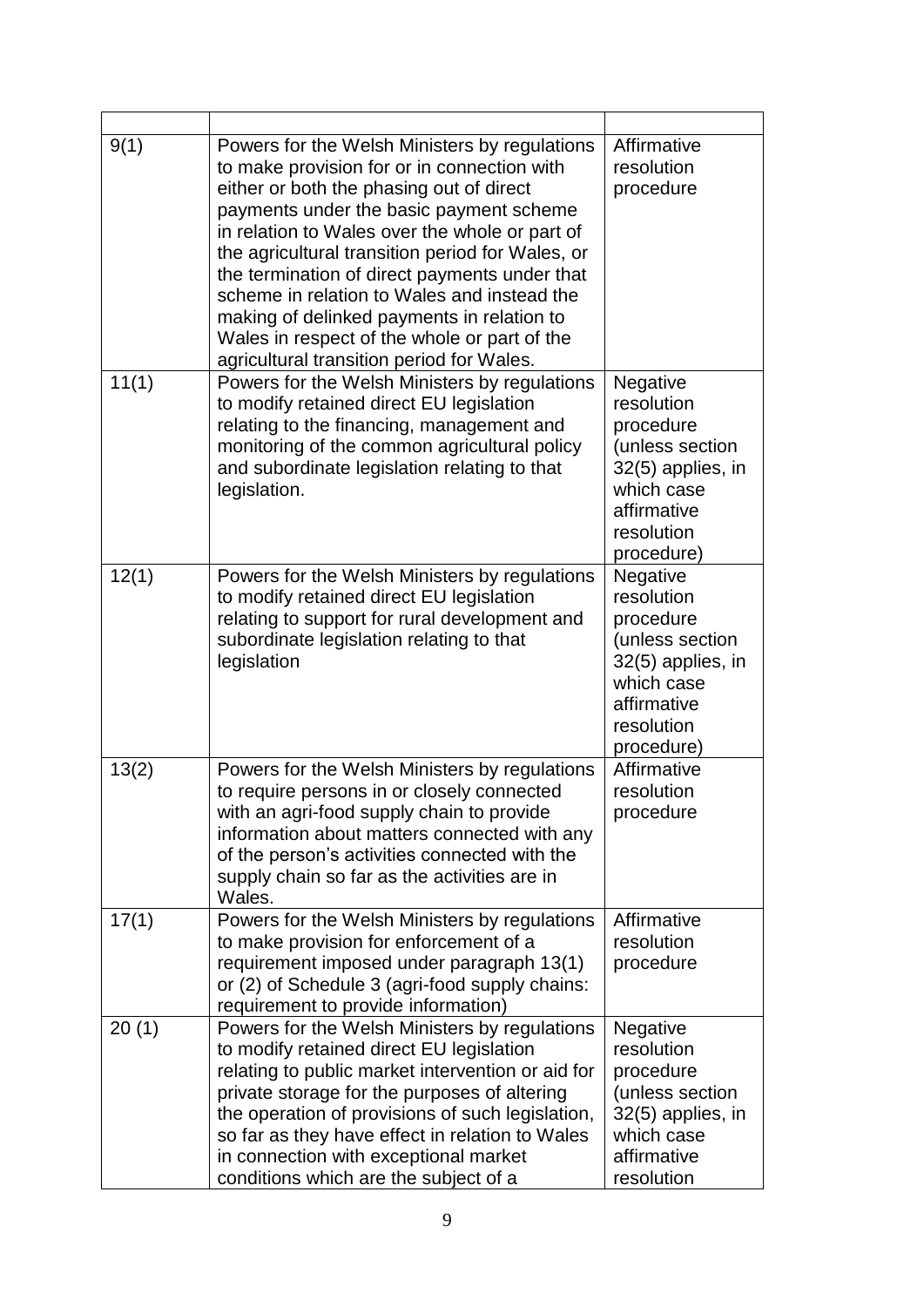| | | |
|---|---|---|
| 9(1) | Powers for the Welsh Ministers by regulations to make provision for or in connection with either or both the phasing out of direct payments under the basic payment scheme in relation to Wales over the whole or part of the agricultural transition period for Wales, or the termination of direct payments under that scheme in relation to Wales and instead the making of delinked payments in relation to Wales in respect of the whole or part of the agricultural transition period for Wales. | Affirmative resolution procedure |
| 11(1) | Powers for the Welsh Ministers by regulations to modify retained direct EU legislation relating to the financing, management and monitoring of the common agricultural policy and subordinate legislation relating to that legislation. | Negative resolution procedure (unless section 32(5) applies, in which case affirmative resolution procedure) |
| 12(1) | Powers for the Welsh Ministers by regulations to modify retained direct EU legislation relating to support for rural development and subordinate legislation relating to that legislation | Negative resolution procedure (unless section 32(5) applies, in which case affirmative resolution procedure) |
| 13(2) | Powers for the Welsh Ministers by regulations to require persons in or closely connected with an agri-food supply chain to provide information about matters connected with any of the person's activities connected with the supply chain so far as the activities are in Wales. | Affirmative resolution procedure |
| 17(1) | Powers for the Welsh Ministers by regulations to make provision for enforcement of a requirement imposed under paragraph 13(1) or (2) of Schedule 3 (agri-food supply chains: requirement to provide information) | Affirmative resolution procedure |
| 20 (1) | Powers for the Welsh Ministers by regulations to modify retained direct EU legislation relating to public market intervention or aid for private storage for the purposes of altering the operation of provisions of such legislation, so far as they have effect in relation to Wales in connection with exceptional market conditions which are the subject of a | Negative resolution procedure (unless section 32(5) applies, in which case affirmative resolution |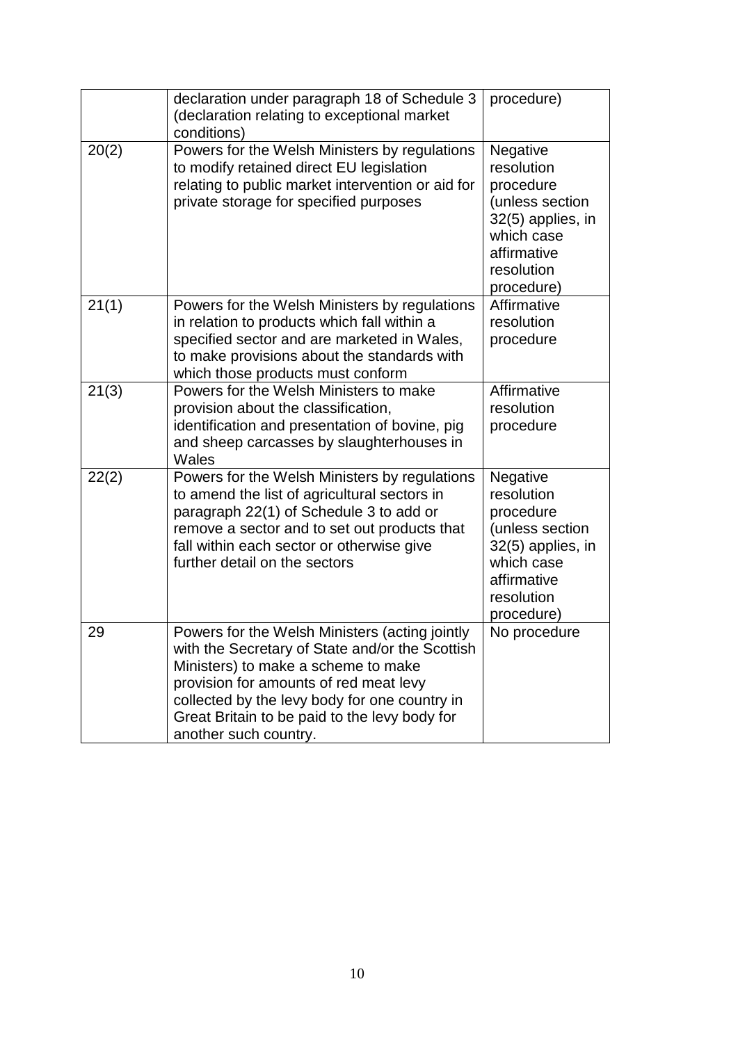| | | |
|---|---|---|
| | declaration under paragraph 18 of Schedule 3 (declaration relating to exceptional market conditions) | procedure) |
| 20(2) | Powers for the Welsh Ministers by regulations to modify retained direct EU legislation relating to public market intervention or aid for private storage for specified purposes | Negative resolution procedure (unless section 32(5) applies, in which case affirmative resolution procedure) |
| 21(1) | Powers for the Welsh Ministers by regulations in relation to products which fall within a specified sector and are marketed in Wales, to make provisions about the standards with which those products must conform | Affirmative resolution procedure |
| 21(3) | Powers for the Welsh Ministers to make provision about the classification, identification and presentation of bovine, pig and sheep carcasses by slaughterhouses in Wales | Affirmative resolution procedure |
| 22(2) | Powers for the Welsh Ministers by regulations to amend the list of agricultural sectors in paragraph 22(1) of Schedule 3 to add or remove a sector and to set out products that fall within each sector or otherwise give further detail on the sectors | Negative resolution procedure (unless section 32(5) applies, in which case affirmative resolution procedure) |
| 29 | Powers for the Welsh Ministers (acting jointly with the Secretary of State and/or the Scottish Ministers) to make a scheme to make provision for amounts of red meat levy collected by the levy body for one country in Great Britain to be paid to the levy body for another such country. | No procedure |